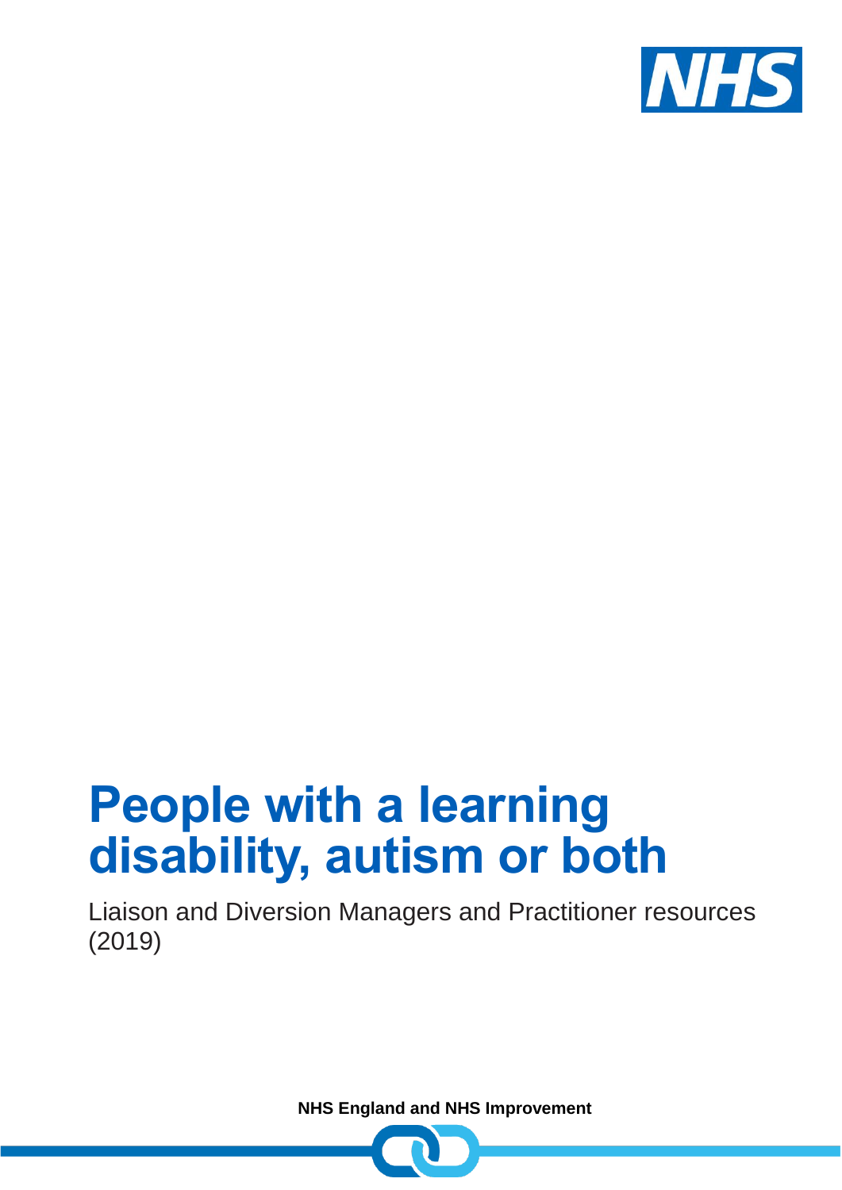# People with a learning disability, autism or both

Liaison and Diversion Managers and Practitioner resources (2019)

**NHS England and NHS Improvement**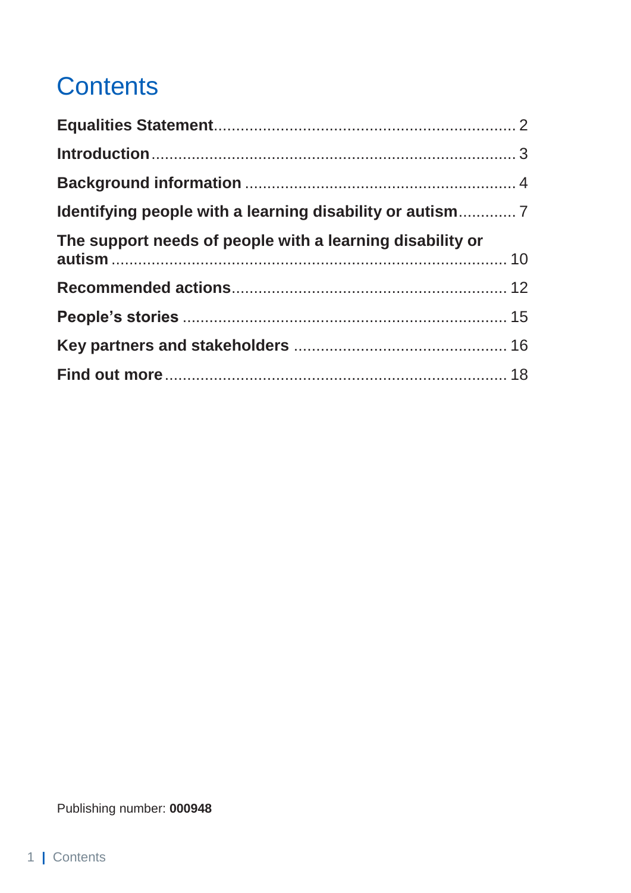# Contents

**Equalities Statement** .......... 2

**Introduction** .......... 3

**Background information** .......... 4

**Identifying people with a learning disability or autism** .......... 7

**The support needs of people with a learning disability or autism** .......... 10

**Recommended actions** .......... 12

**People's stories** .......... 15

**Key partners and stakeholders** .......... 16

**Find out more** .......... 18

Publishing number: **000948**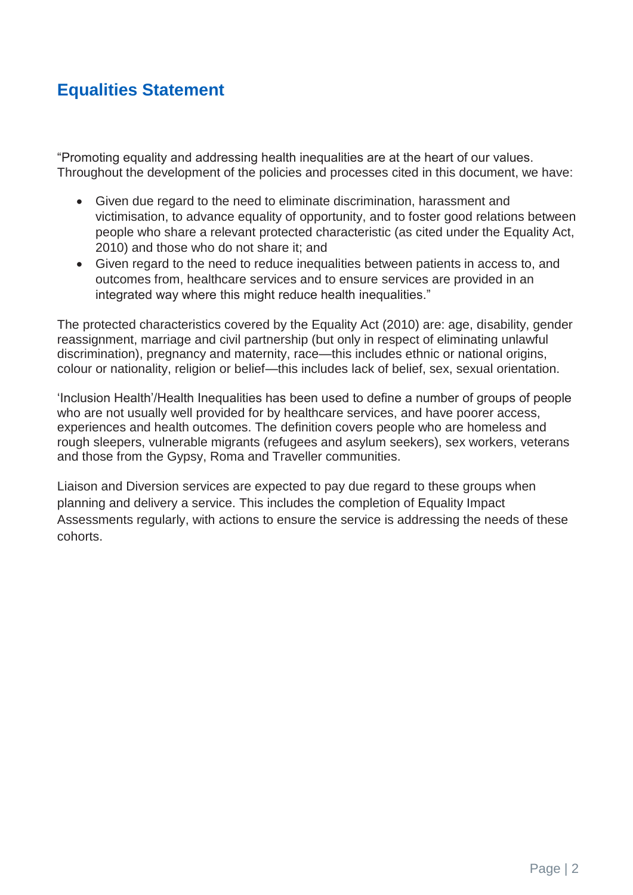## Equalities Statement

“Promoting equality and addressing health inequalities are at the heart of our values. Throughout the development of the policies and processes cited in this document, we have:

- Given due regard to the need to eliminate discrimination, harassment and victimisation, to advance equality of opportunity, and to foster good relations between people who share a relevant protected characteristic (as cited under the Equality Act, 2010) and those who do not share it; and
- Given regard to the need to reduce inequalities between patients in access to, and outcomes from, healthcare services and to ensure services are provided in an integrated way where this might reduce health inequalities.”

The protected characteristics covered by the Equality Act (2010) are: age, disability, gender reassignment, marriage and civil partnership (but only in respect of eliminating unlawful discrimination), pregnancy and maternity, race—this includes ethnic or national origins, colour or nationality, religion or belief—this includes lack of belief, sex, sexual orientation.

‘Inclusion Health’/Health Inequalities has been used to define a number of groups of people who are not usually well provided for by healthcare services, and have poorer access, experiences and health outcomes. The definition covers people who are homeless and rough sleepers, vulnerable migrants (refugees and asylum seekers), sex workers, veterans and those from the Gypsy, Roma and Traveller communities.

Liaison and Diversion services are expected to pay due regard to these groups when planning and delivery a service. This includes the completion of Equality Impact Assessments regularly, with actions to ensure the service is addressing the needs of these cohorts.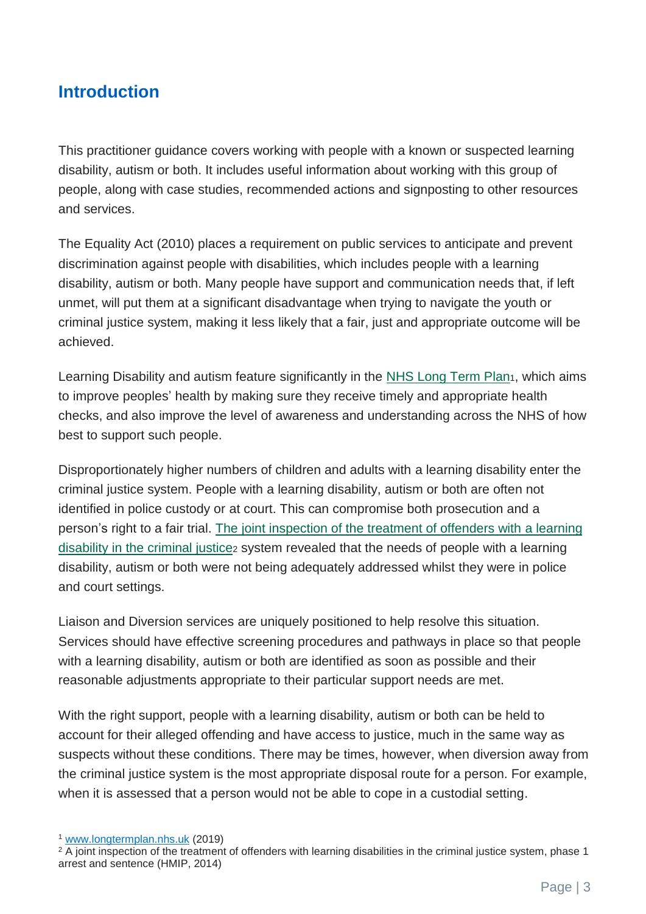## Introduction

This practitioner guidance covers working with people with a known or suspected learning disability, autism or both. It includes useful information about working with this group of people, along with case studies, recommended actions and signposting to other resources and services.

The Equality Act (2010) places a requirement on public services to anticipate and prevent discrimination against people with disabilities, which includes people with a learning disability, autism or both. Many people have support and communication needs that, if left unmet, will put them at a significant disadvantage when trying to navigate the youth or criminal justice system, making it less likely that a fair, just and appropriate outcome will be achieved.

Learning Disability and autism feature significantly in the [NHS Long Term Plan][1], which aims to improve peoples' health by making sure they receive timely and appropriate health checks, and also improve the level of awareness and understanding across the NHS of how best to support such people.

Disproportionately higher numbers of children and adults with a learning disability enter the criminal justice system. People with a learning disability, autism or both are often not identified in police custody or at court. This can compromise both prosecution and a person's right to a fair trial. [The joint inspection of the treatment of offenders with a learning disability in the criminal justice][2] system revealed that the needs of people with a learning disability, autism or both were not being adequately addressed whilst they were in police and court settings.

Liaison and Diversion services are uniquely positioned to help resolve this situation. Services should have effective screening procedures and pathways in place so that people with a learning disability, autism or both are identified as soon as possible and their reasonable adjustments appropriate to their particular support needs are met.

With the right support, people with a learning disability, autism or both can be held to account for their alleged offending and have access to justice, much in the same way as suspects without these conditions. There may be times, however, when diversion away from the criminal justice system is the most appropriate disposal route for a person. For example, when it is assessed that a person would not be able to cope in a custodial setting.

[1] www.longtermplan.nhs.uk (2019)

[2] A joint inspection of the treatment of offenders with learning disabilities in the criminal justice system, phase 1 arrest and sentence (HMIP, 2014)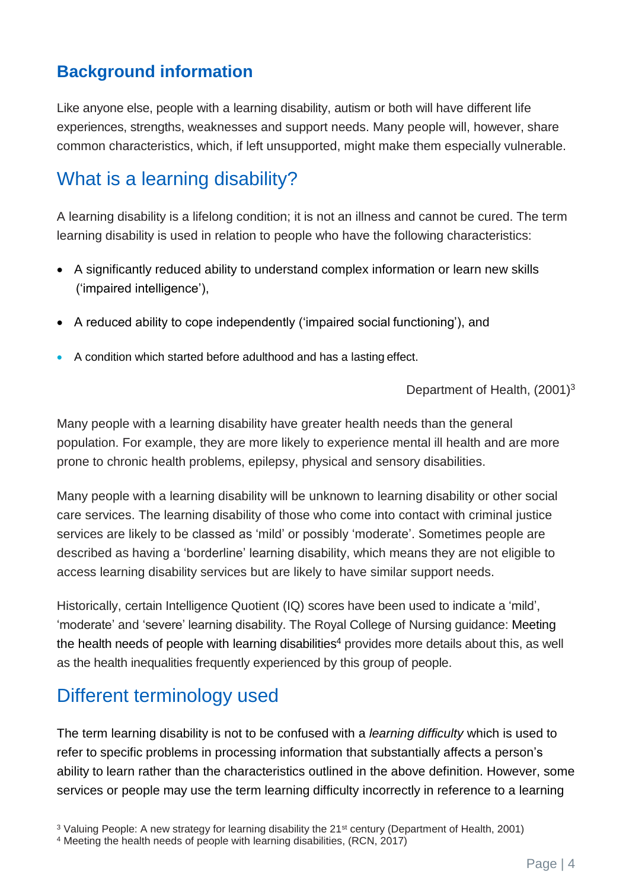## Background information

Like anyone else, people with a learning disability, autism or both will have different life experiences, strengths, weaknesses and support needs. Many people will, however, share common characteristics, which, if left unsupported, might make them especially vulnerable.

## What is a learning disability?

A learning disability is a lifelong condition; it is not an illness and cannot be cured. The term learning disability is used in relation to people who have the following characteristics:

- A significantly reduced ability to understand complex information or learn new skills ('impaired intelligence'),
- A reduced ability to cope independently ('impaired social functioning'), and
- A condition which started before adulthood and has a lasting effect.

Department of Health, (2001)[3]

Many people with a learning disability have greater health needs than the general population. For example, they are more likely to experience mental ill health and are more prone to chronic health problems, epilepsy, physical and sensory disabilities.

Many people with a learning disability will be unknown to learning disability or other social care services. The learning disability of those who come into contact with criminal justice services are likely to be classed as 'mild' or possibly 'moderate'. Sometimes people are described as having a 'borderline' learning disability, which means they are not eligible to access learning disability services but are likely to have similar support needs.

Historically, certain Intelligence Quotient (IQ) scores have been used to indicate a 'mild', 'moderate' and 'severe' learning disability. The Royal College of Nursing guidance: Meeting the health needs of people with learning disabilities[4] provides more details about this, as well as the health inequalities frequently experienced by this group of people.

## Different terminology used

The term learning disability is not to be confused with a *learning difficulty* which is used to refer to specific problems in processing information that substantially affects a person's ability to learn rather than the characteristics outlined in the above definition. However, some services or people may use the term learning difficulty incorrectly in reference to a learning

[3] Valuing People: A new strategy for learning disability the 21st century (Department of Health, 2001)
[4] Meeting the health needs of people with learning disabilities, (RCN, 2017)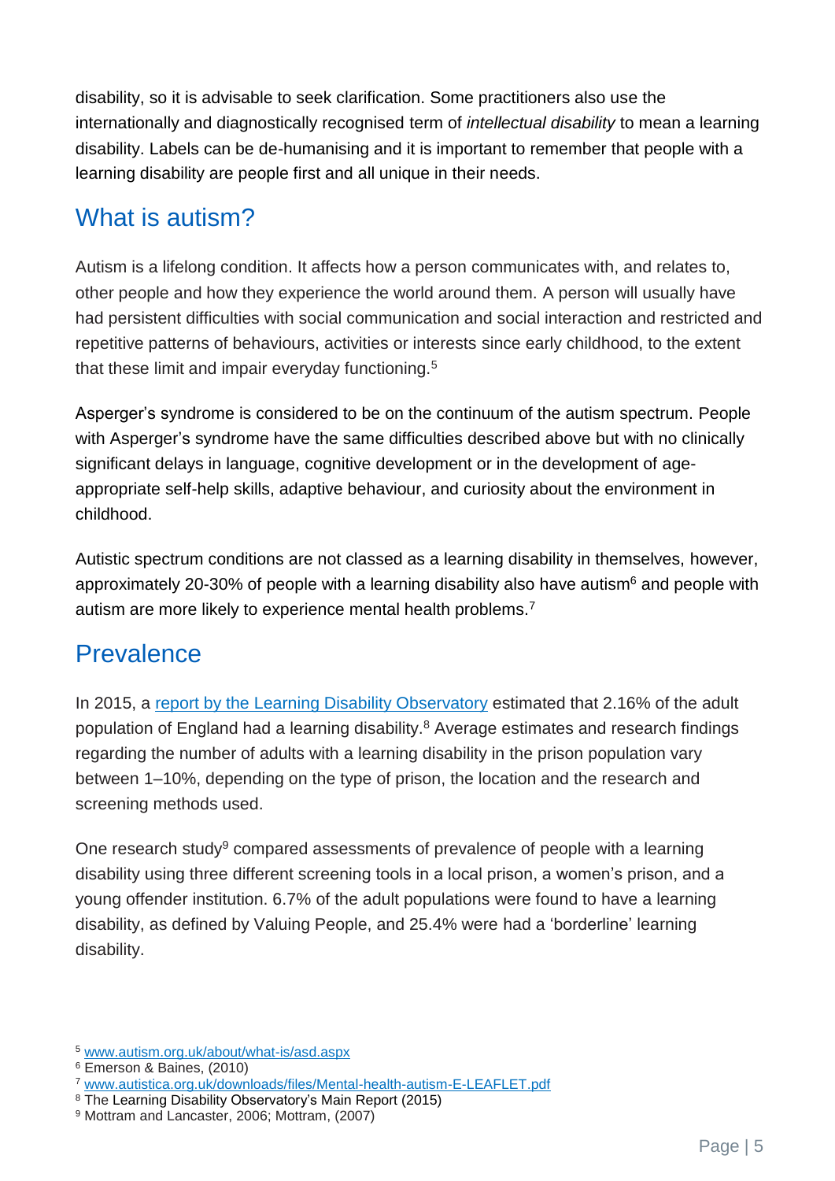disability, so it is advisable to seek clarification. Some practitioners also use the internationally and diagnostically recognised term of *intellectual disability* to mean a learning disability. Labels can be de-humanising and it is important to remember that people with a learning disability are people first and all unique in their needs.

## What is autism?

Autism is a lifelong condition. It affects how a person communicates with, and relates to, other people and how they experience the world around them. A person will usually have had persistent difficulties with social communication and social interaction and restricted and repetitive patterns of behaviours, activities or interests since early childhood, to the extent that these limit and impair everyday functioning.[5]

Asperger's syndrome is considered to be on the continuum of the autism spectrum. People with Asperger's syndrome have the same difficulties described above but with no clinically significant delays in language, cognitive development or in the development of age-appropriate self-help skills, adaptive behaviour, and curiosity about the environment in childhood.

Autistic spectrum conditions are not classed as a learning disability in themselves, however, approximately 20-30% of people with a learning disability also have autism[6] and people with autism are more likely to experience mental health problems.[7]

## Prevalence

In 2015, a [report by the Learning Disability Observatory](#) estimated that 2.16% of the adult population of England had a learning disability.[8] Average estimates and research findings regarding the number of adults with a learning disability in the prison population vary between 1–10%, depending on the type of prison, the location and the research and screening methods used.

One research study[9] compared assessments of prevalence of people with a learning disability using three different screening tools in a local prison, a women's prison, and a young offender institution. 6.7% of the adult populations were found to have a learning disability, as defined by Valuing People, and 25.4% were had a 'borderline' learning disability.

---

[5] [www.autism.org.uk/about/what-is/asd.aspx](http://www.autism.org.uk/about/what-is/asd.aspx)

[6] Emerson & Baines, (2010)

[7] [www.autistica.org.uk/downloads/files/Mental-health-autism-E-LEAFLET.pdf](http://www.autistica.org.uk/downloads/files/Mental-health-autism-E-LEAFLET.pdf)

[8] The Learning Disability Observatory's Main Report (2015)

[9] Mottram and Lancaster, 2006; Mottram, (2007)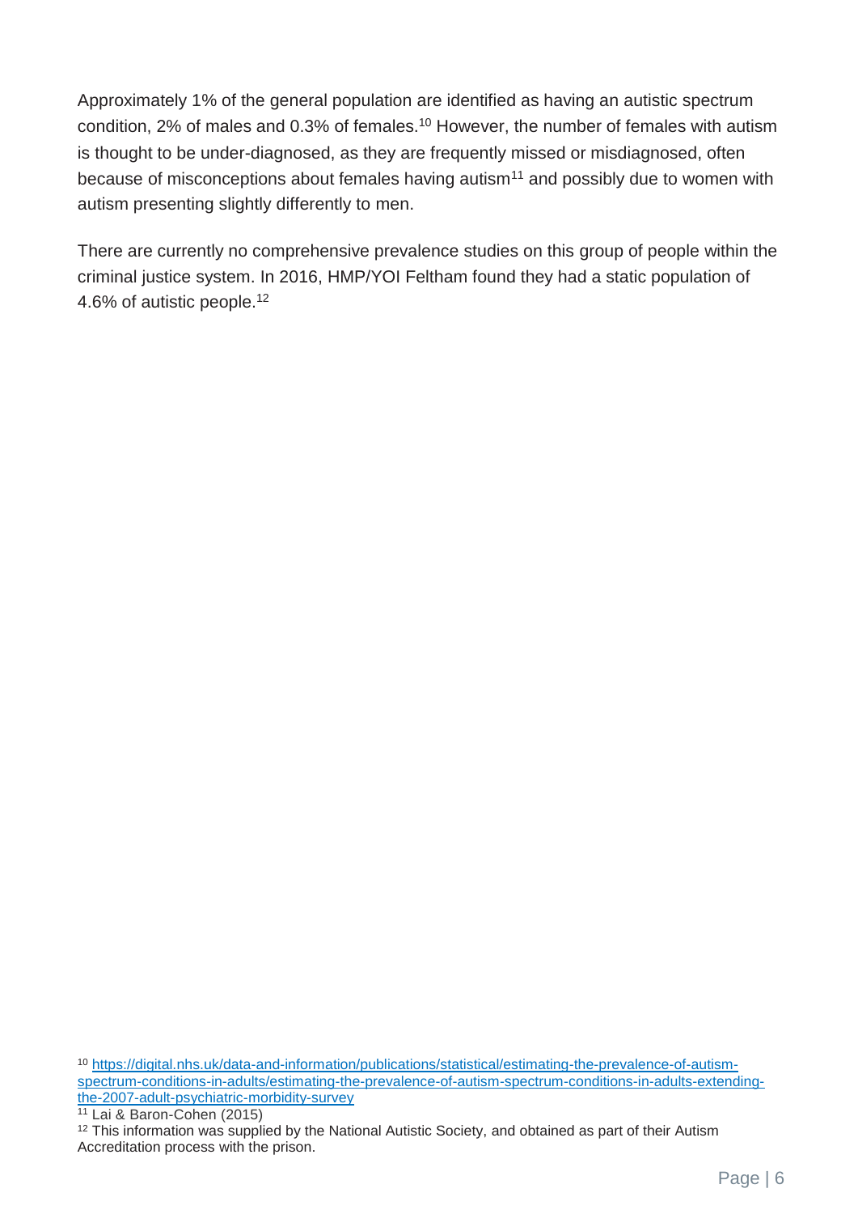Approximately 1% of the general population are identified as having an autistic spectrum condition, 2% of males and 0.3% of females.[10] However, the number of females with autism is thought to be under-diagnosed, as they are frequently missed or misdiagnosed, often because of misconceptions about females having autism[11] and possibly due to women with autism presenting slightly differently to men.

There are currently no comprehensive prevalence studies on this group of people within the criminal justice system. In 2016, HMP/YOI Feltham found they had a static population of 4.6% of autistic people.[12]

[10] https://digital.nhs.uk/data-and-information/publications/statistical/estimating-the-prevalence-of-autism-spectrum-conditions-in-adults/estimating-the-prevalence-of-autism-spectrum-conditions-in-adults-extending-the-2007-adult-psychiatric-morbidity-survey

[11] Lai & Baron-Cohen (2015)

[12] This information was supplied by the National Autistic Society, and obtained as part of their Autism Accreditation process with the prison.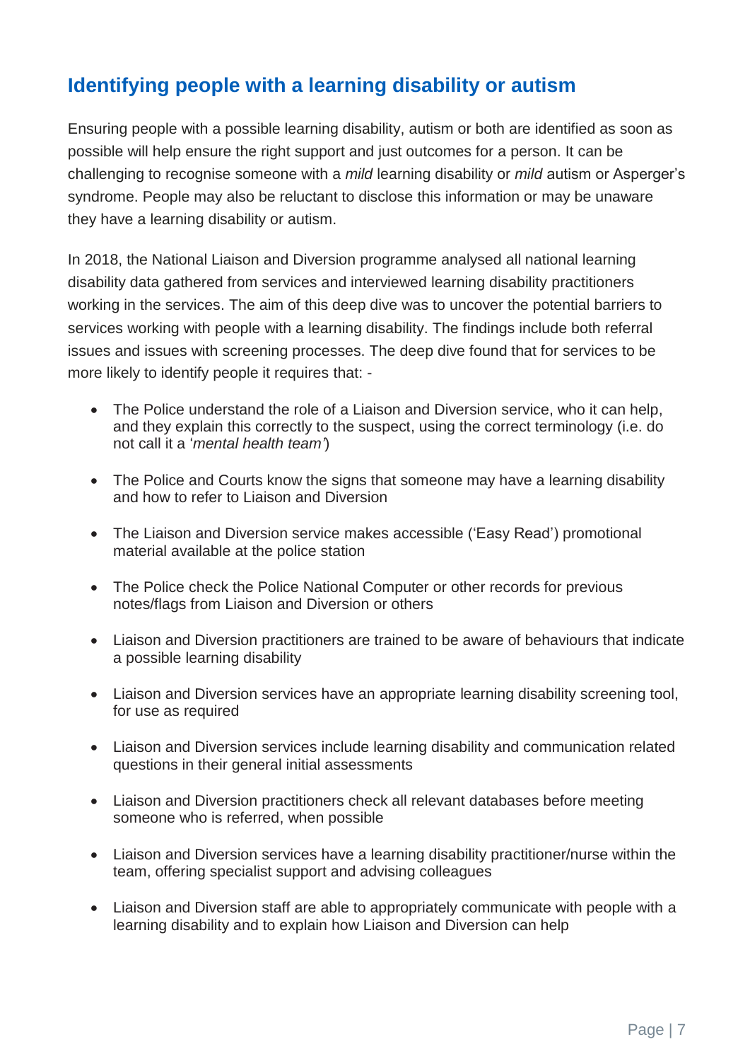## Identifying people with a learning disability or autism

Ensuring people with a possible learning disability, autism or both are identified as soon as possible will help ensure the right support and just outcomes for a person. It can be challenging to recognise someone with a *mild* learning disability or *mild* autism or Asperger's syndrome. People may also be reluctant to disclose this information or may be unaware they have a learning disability or autism.

In 2018, the National Liaison and Diversion programme analysed all national learning disability data gathered from services and interviewed learning disability practitioners working in the services. The aim of this deep dive was to uncover the potential barriers to services working with people with a learning disability. The findings include both referral issues and issues with screening processes. The deep dive found that for services to be more likely to identify people it requires that: -

- The Police understand the role of a Liaison and Diversion service, who it can help, and they explain this correctly to the suspect, using the correct terminology (i.e. do not call it a '*mental health team'*)
- The Police and Courts know the signs that someone may have a learning disability and how to refer to Liaison and Diversion
- The Liaison and Diversion service makes accessible ('Easy Read') promotional material available at the police station
- The Police check the Police National Computer or other records for previous notes/flags from Liaison and Diversion or others
- Liaison and Diversion practitioners are trained to be aware of behaviours that indicate a possible learning disability
- Liaison and Diversion services have an appropriate learning disability screening tool, for use as required
- Liaison and Diversion services include learning disability and communication related questions in their general initial assessments
- Liaison and Diversion practitioners check all relevant databases before meeting someone who is referred, when possible
- Liaison and Diversion services have a learning disability practitioner/nurse within the team, offering specialist support and advising colleagues
- Liaison and Diversion staff are able to appropriately communicate with people with a learning disability and to explain how Liaison and Diversion can help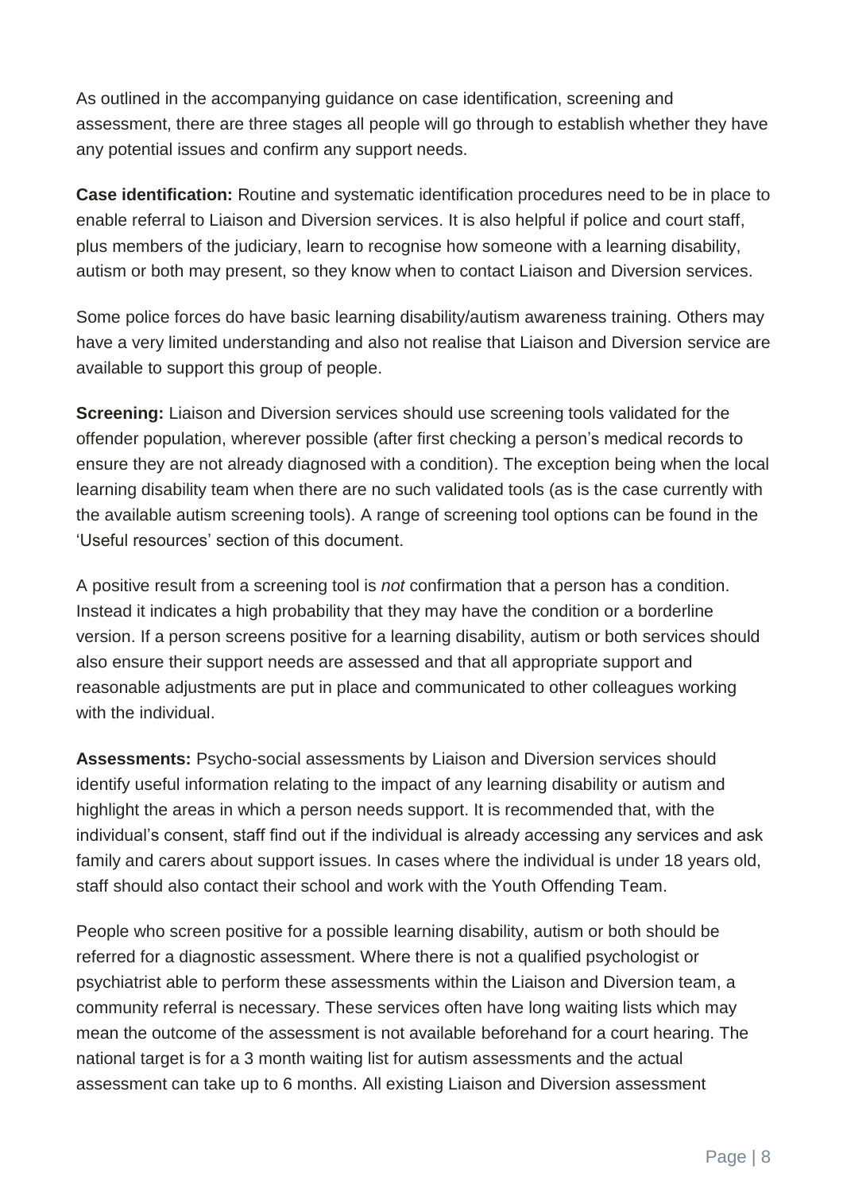As outlined in the accompanying guidance on case identification, screening and assessment, there are three stages all people will go through to establish whether they have any potential issues and confirm any support needs.

**Case identification:** Routine and systematic identification procedures need to be in place to enable referral to Liaison and Diversion services. It is also helpful if police and court staff, plus members of the judiciary, learn to recognise how someone with a learning disability, autism or both may present, so they know when to contact Liaison and Diversion services.

Some police forces do have basic learning disability/autism awareness training. Others may have a very limited understanding and also not realise that Liaison and Diversion service are available to support this group of people.

**Screening:** Liaison and Diversion services should use screening tools validated for the offender population, wherever possible (after first checking a person's medical records to ensure they are not already diagnosed with a condition). The exception being when the local learning disability team when there are no such validated tools (as is the case currently with the available autism screening tools). A range of screening tool options can be found in the 'Useful resources' section of this document.

A positive result from a screening tool is *not* confirmation that a person has a condition. Instead it indicates a high probability that they may have the condition or a borderline version. If a person screens positive for a learning disability, autism or both services should also ensure their support needs are assessed and that all appropriate support and reasonable adjustments are put in place and communicated to other colleagues working with the individual.

**Assessments:** Psycho-social assessments by Liaison and Diversion services should identify useful information relating to the impact of any learning disability or autism and highlight the areas in which a person needs support. It is recommended that, with the individual's consent, staff find out if the individual is already accessing any services and ask family and carers about support issues. In cases where the individual is under 18 years old, staff should also contact their school and work with the Youth Offending Team.

People who screen positive for a possible learning disability, autism or both should be referred for a diagnostic assessment. Where there is not a qualified psychologist or psychiatrist able to perform these assessments within the Liaison and Diversion team, a community referral is necessary. These services often have long waiting lists which may mean the outcome of the assessment is not available beforehand for a court hearing. The national target is for a 3 month waiting list for autism assessments and the actual assessment can take up to 6 months. All existing Liaison and Diversion assessment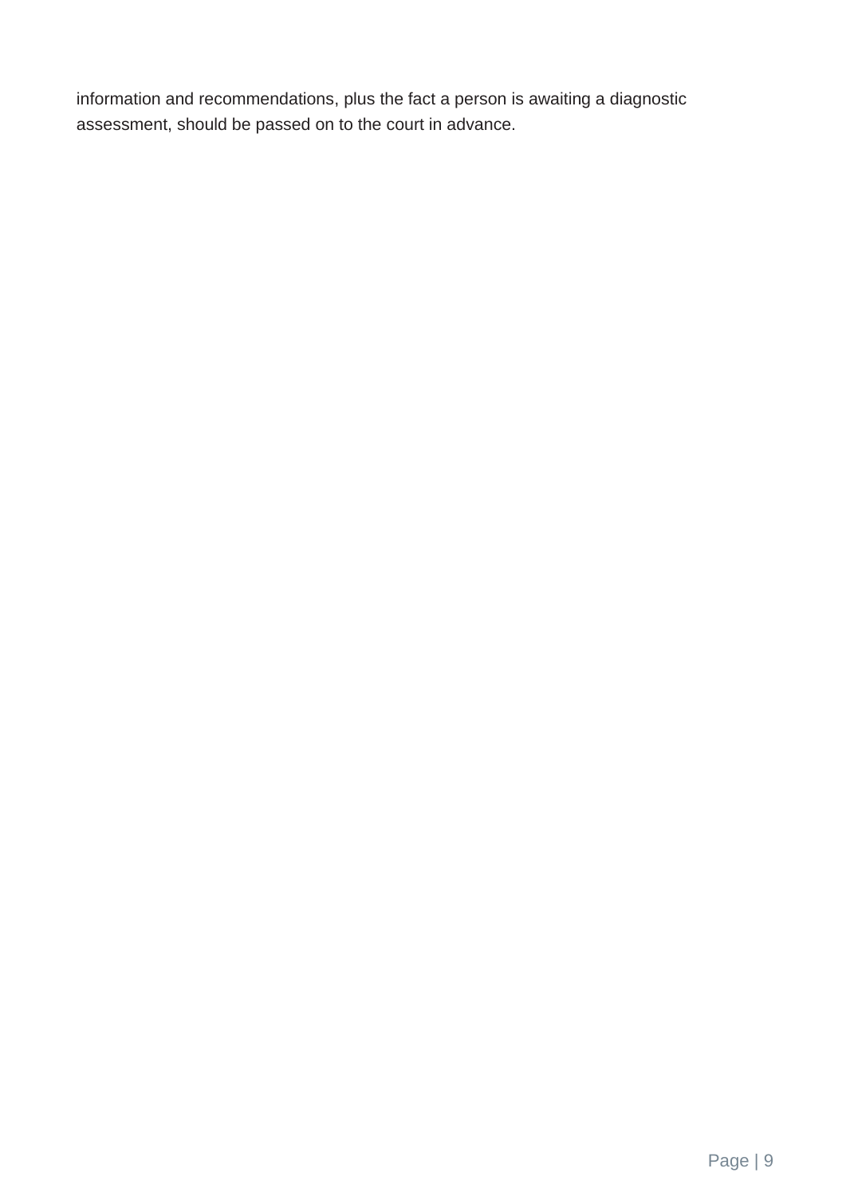information and recommendations, plus the fact a person is awaiting a diagnostic assessment, should be passed on to the court in advance.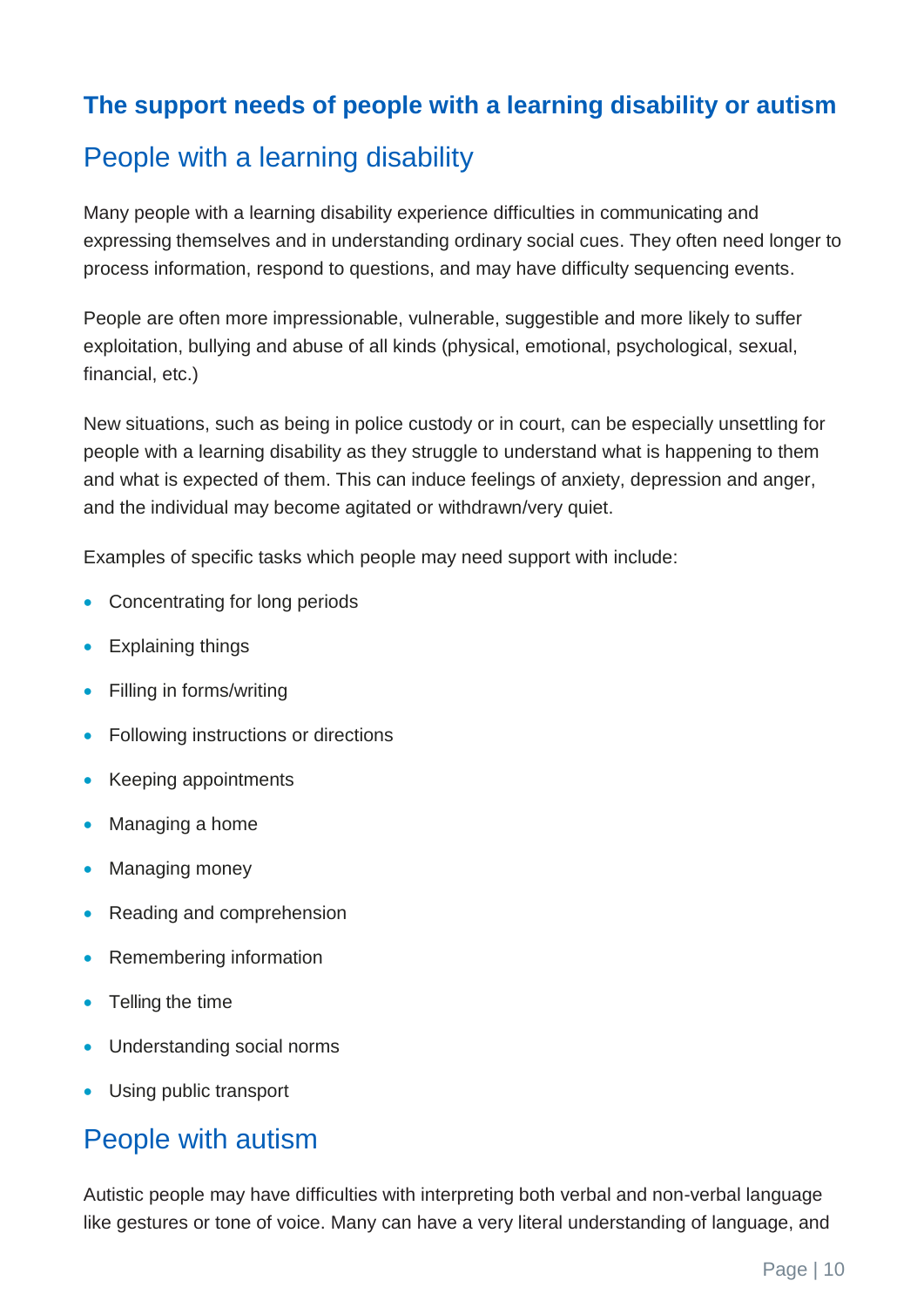## The support needs of people with a learning disability or autism

## People with a learning disability

Many people with a learning disability experience difficulties in communicating and expressing themselves and in understanding ordinary social cues. They often need longer to process information, respond to questions, and may have difficulty sequencing events.

People are often more impressionable, vulnerable, suggestible and more likely to suffer exploitation, bullying and abuse of all kinds (physical, emotional, psychological, sexual, financial, etc.)

New situations, such as being in police custody or in court, can be especially unsettling for people with a learning disability as they struggle to understand what is happening to them and what is expected of them. This can induce feelings of anxiety, depression and anger, and the individual may become agitated or withdrawn/very quiet.

Examples of specific tasks which people may need support with include:

- Concentrating for long periods
- Explaining things
- Filling in forms/writing
- Following instructions or directions
- Keeping appointments
- Managing a home
- Managing money
- Reading and comprehension
- Remembering information
- Telling the time
- Understanding social norms
- Using public transport

## People with autism

Autistic people may have difficulties with interpreting both verbal and non-verbal language like gestures or tone of voice. Many can have a very literal understanding of language, and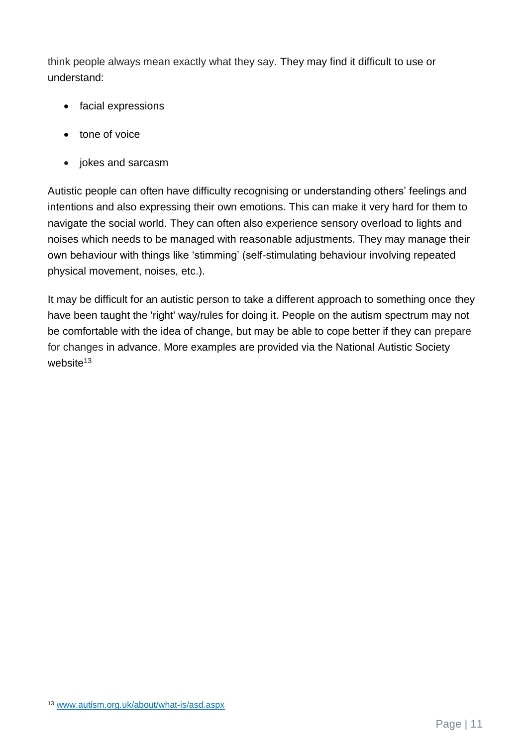think people always mean exactly what they say. They may find it difficult to use or understand:

- facial expressions
- tone of voice
- jokes and sarcasm

Autistic people can often have difficulty recognising or understanding others' feelings and intentions and also expressing their own emotions. This can make it very hard for them to navigate the social world. They can often also experience sensory overload to lights and noises which needs to be managed with reasonable adjustments. They may manage their own behaviour with things like 'stimming' (self-stimulating behaviour involving repeated physical movement, noises, etc.).

It may be difficult for an autistic person to take a different approach to something once they have been taught the 'right' way/rules for doing it. People on the autism spectrum may not be comfortable with the idea of change, but may be able to cope better if they can prepare for changes in advance. More examples are provided via the National Autistic Society website[13]

[13] www.autism.org.uk/about/what-is/asd.aspx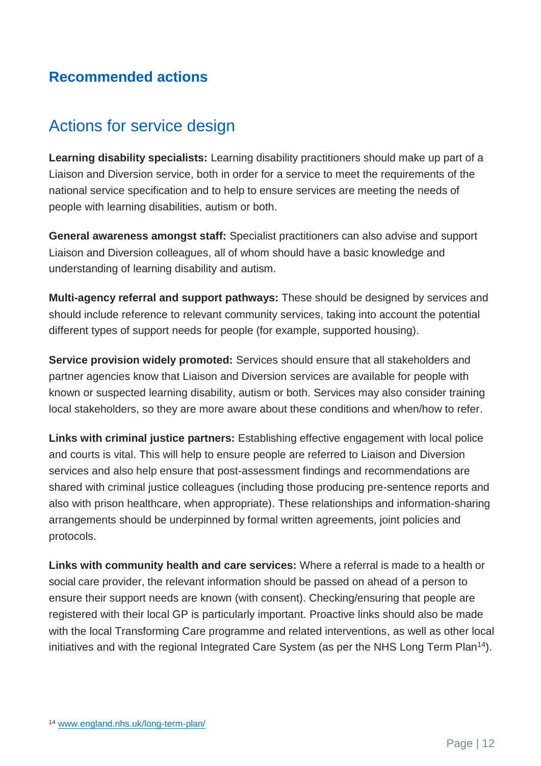## Recommended actions

# Actions for service design

**Learning disability specialists:** Learning disability practitioners should make up part of a Liaison and Diversion service, both in order for a service to meet the requirements of the national service specification and to help to ensure services are meeting the needs of people with learning disabilities, autism or both.

**General awareness amongst staff:** Specialist practitioners can also advise and support Liaison and Diversion colleagues, all of whom should have a basic knowledge and understanding of learning disability and autism.

**Multi-agency referral and support pathways:** These should be designed by services and should include reference to relevant community services, taking into account the potential different types of support needs for people (for example, supported housing).

**Service provision widely promoted:** Services should ensure that all stakeholders and partner agencies know that Liaison and Diversion services are available for people with known or suspected learning disability, autism or both. Services may also consider training local stakeholders, so they are more aware about these conditions and when/how to refer.

**Links with criminal justice partners:** Establishing effective engagement with local police and courts is vital. This will help to ensure people are referred to Liaison and Diversion services and also help ensure that post-assessment findings and recommendations are shared with criminal justice colleagues (including those producing pre-sentence reports and also with prison healthcare, when appropriate). These relationships and information-sharing arrangements should be underpinned by formal written agreements, joint policies and protocols.

**Links with community health and care services:** Where a referral is made to a health or social care provider, the relevant information should be passed on ahead of a person to ensure their support needs are known (with consent). Checking/ensuring that people are registered with their local GP is particularly important. Proactive links should also be made with the local Transforming Care programme and related interventions, as well as other local initiatives and with the regional Integrated Care System (as per the NHS Long Term Plan[14]).

[14] www.england.nhs.uk/long-term-plan/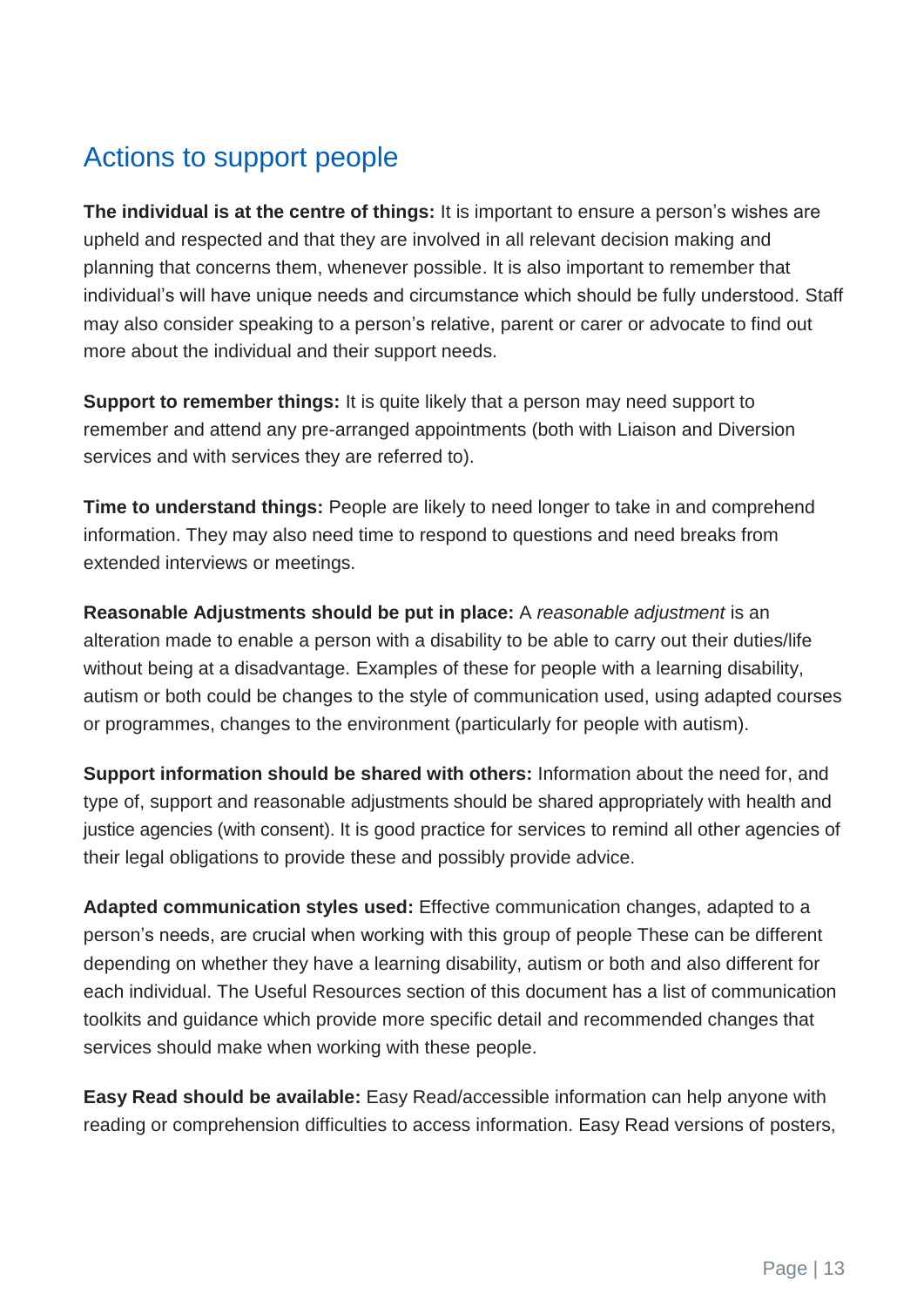## Actions to support people

**The individual is at the centre of things:** It is important to ensure a person's wishes are upheld and respected and that they are involved in all relevant decision making and planning that concerns them, whenever possible. It is also important to remember that individual's will have unique needs and circumstance which should be fully understood. Staff may also consider speaking to a person's relative, parent or carer or advocate to find out more about the individual and their support needs.

**Support to remember things:** It is quite likely that a person may need support to remember and attend any pre-arranged appointments (both with Liaison and Diversion services and with services they are referred to).

**Time to understand things:** People are likely to need longer to take in and comprehend information. They may also need time to respond to questions and need breaks from extended interviews or meetings.

**Reasonable Adjustments should be put in place:** A *reasonable adjustment* is an alteration made to enable a person with a disability to be able to carry out their duties/life without being at a disadvantage. Examples of these for people with a learning disability, autism or both could be changes to the style of communication used, using adapted courses or programmes, changes to the environment (particularly for people with autism).

**Support information should be shared with others:** Information about the need for, and type of, support and reasonable adjustments should be shared appropriately with health and justice agencies (with consent). It is good practice for services to remind all other agencies of their legal obligations to provide these and possibly provide advice.

**Adapted communication styles used:** Effective communication changes, adapted to a person's needs, are crucial when working with this group of people These can be different depending on whether they have a learning disability, autism or both and also different for each individual. The Useful Resources section of this document has a list of communication toolkits and guidance which provide more specific detail and recommended changes that services should make when working with these people.

**Easy Read should be available:** Easy Read/accessible information can help anyone with reading or comprehension difficulties to access information. Easy Read versions of posters,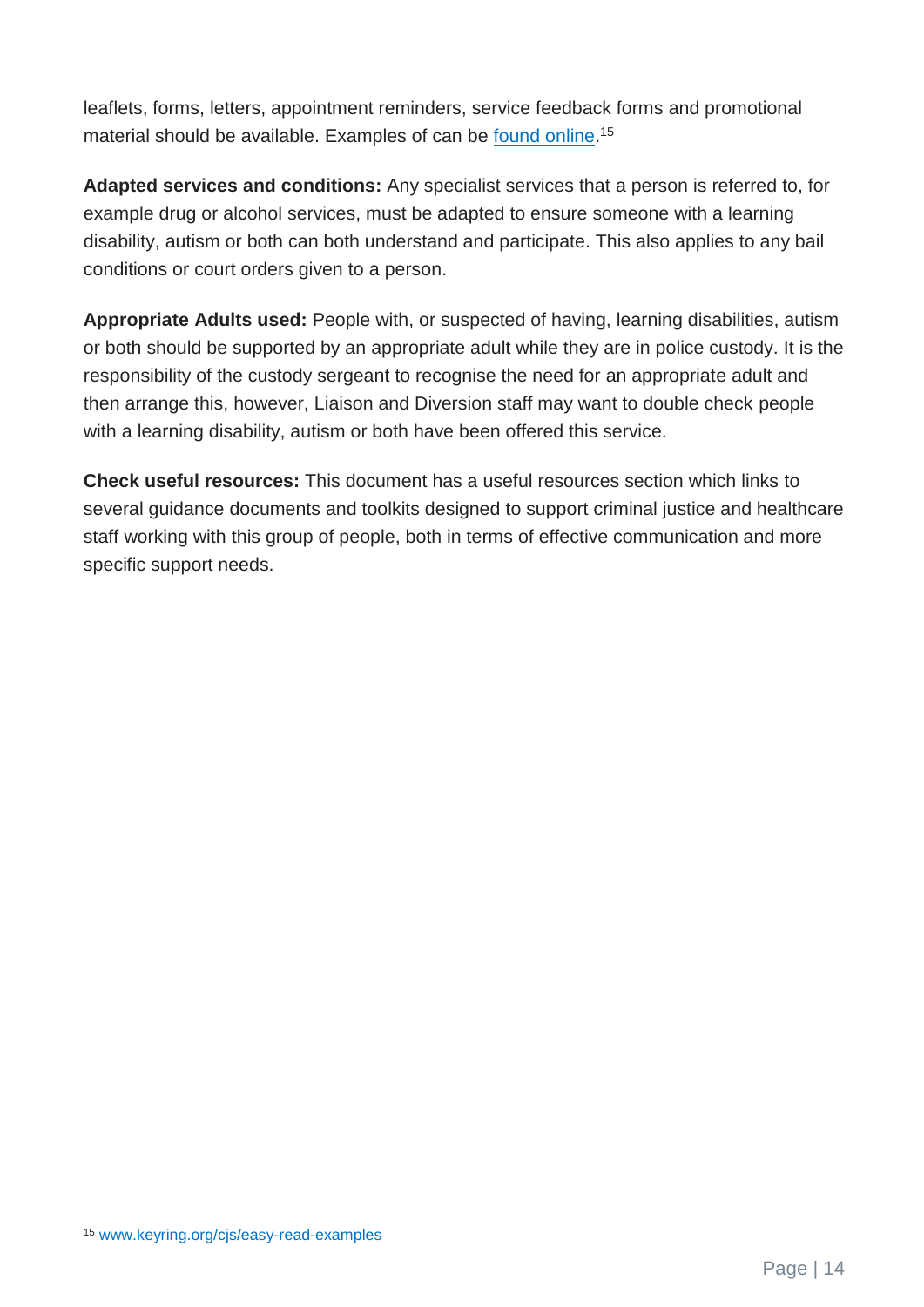leaflets, forms, letters, appointment reminders, service feedback forms and promotional material should be available. Examples of can be found online.[15]

**Adapted services and conditions:** Any specialist services that a person is referred to, for example drug or alcohol services, must be adapted to ensure someone with a learning disability, autism or both can both understand and participate. This also applies to any bail conditions or court orders given to a person.

**Appropriate Adults used:** People with, or suspected of having, learning disabilities, autism or both should be supported by an appropriate adult while they are in police custody. It is the responsibility of the custody sergeant to recognise the need for an appropriate adult and then arrange this, however, Liaison and Diversion staff may want to double check people with a learning disability, autism or both have been offered this service.

**Check useful resources:** This document has a useful resources section which links to several guidance documents and toolkits designed to support criminal justice and healthcare staff working with this group of people, both in terms of effective communication and more specific support needs.

[15] www.keyring.org/cjs/easy-read-examples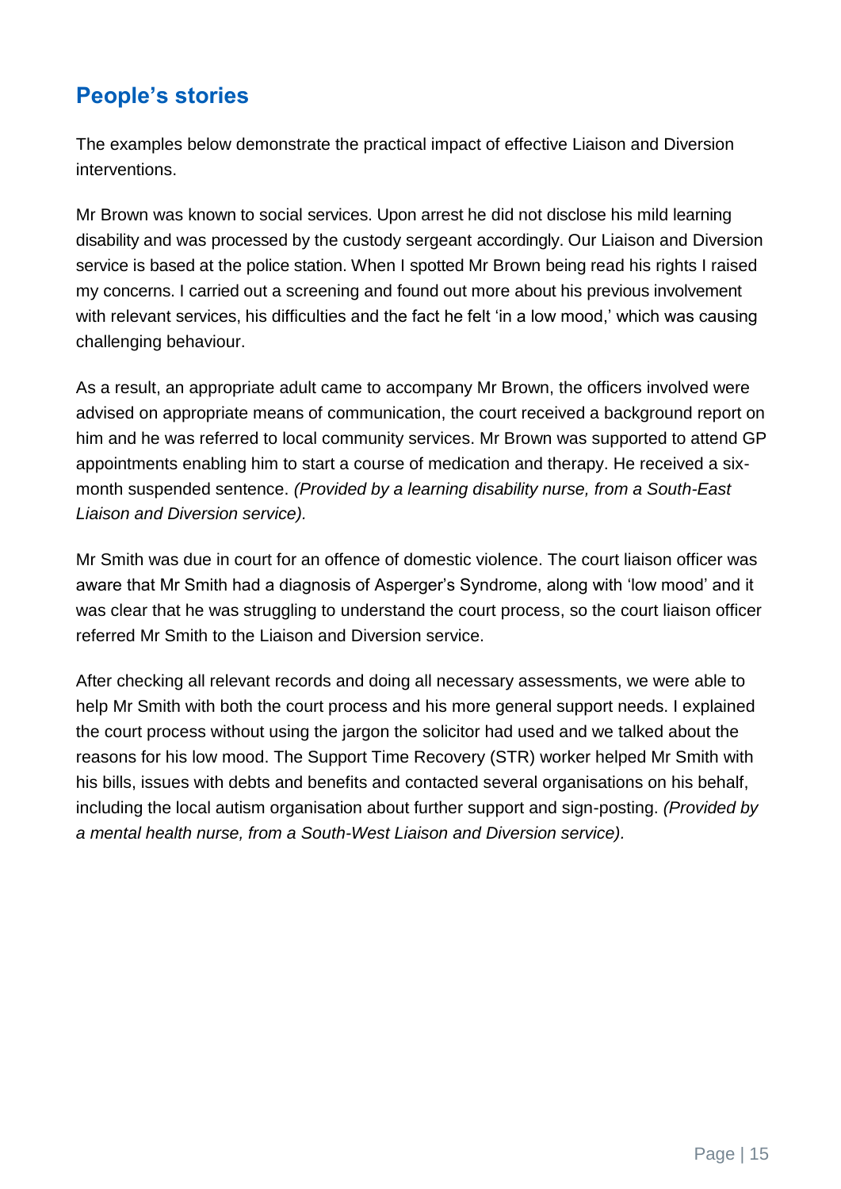## People's stories

The examples below demonstrate the practical impact of effective Liaison and Diversion interventions.

Mr Brown was known to social services. Upon arrest he did not disclose his mild learning disability and was processed by the custody sergeant accordingly. Our Liaison and Diversion service is based at the police station. When I spotted Mr Brown being read his rights I raised my concerns. I carried out a screening and found out more about his previous involvement with relevant services, his difficulties and the fact he felt 'in a low mood,' which was causing challenging behaviour.

As a result, an appropriate adult came to accompany Mr Brown, the officers involved were advised on appropriate means of communication, the court received a background report on him and he was referred to local community services. Mr Brown was supported to attend GP appointments enabling him to start a course of medication and therapy. He received a six-month suspended sentence. *(Provided by a learning disability nurse, from a South-East Liaison and Diversion service).*

Mr Smith was due in court for an offence of domestic violence. The court liaison officer was aware that Mr Smith had a diagnosis of Asperger's Syndrome, along with 'low mood' and it was clear that he was struggling to understand the court process, so the court liaison officer referred Mr Smith to the Liaison and Diversion service.

After checking all relevant records and doing all necessary assessments, we were able to help Mr Smith with both the court process and his more general support needs. I explained the court process without using the jargon the solicitor had used and we talked about the reasons for his low mood. The Support Time Recovery (STR) worker helped Mr Smith with his bills, issues with debts and benefits and contacted several organisations on his behalf, including the local autism organisation about further support and sign-posting. *(Provided by a mental health nurse, from a South-West Liaison and Diversion service).*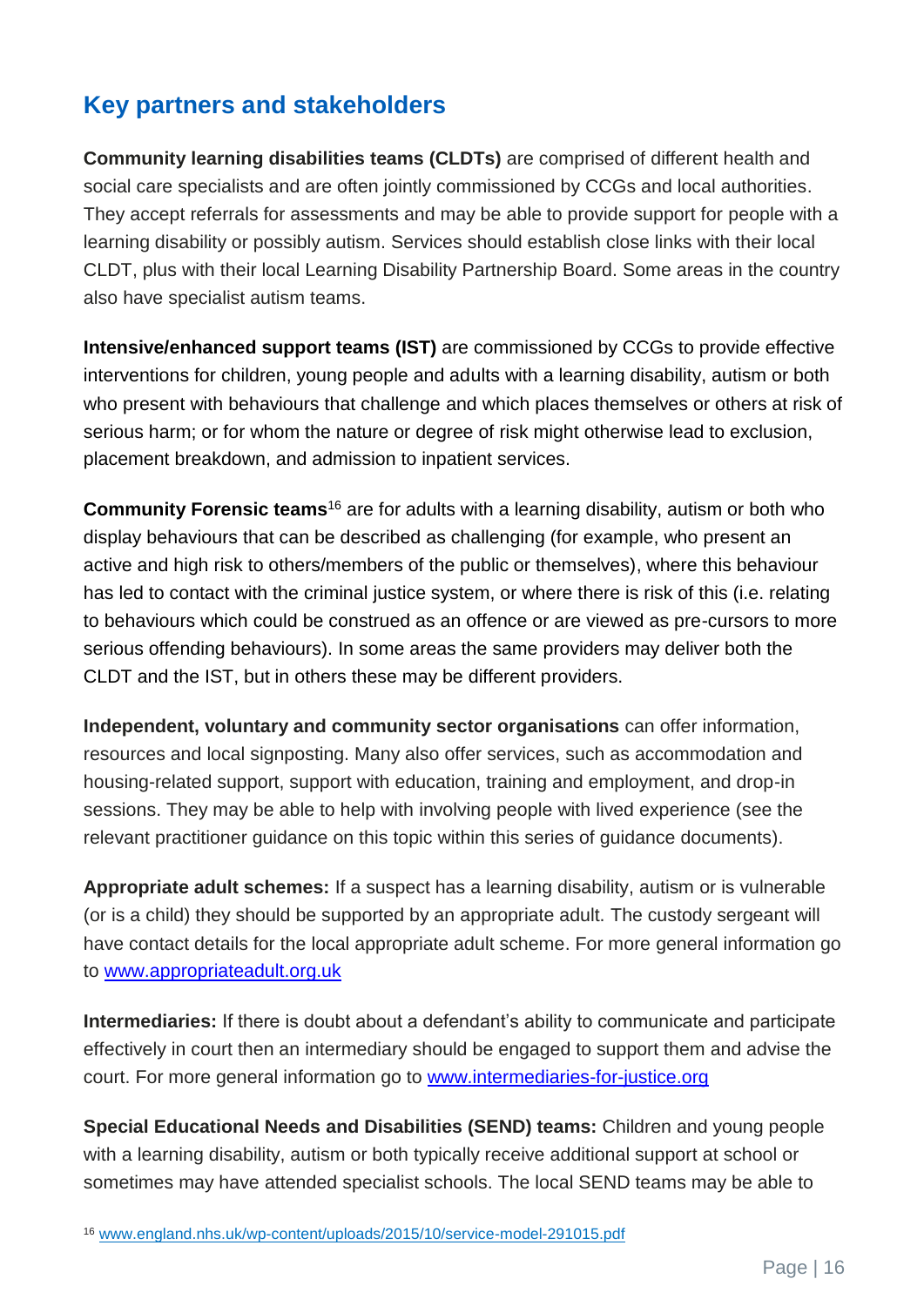## Key partners and stakeholders

**Community learning disabilities teams (CLDTs)** are comprised of different health and social care specialists and are often jointly commissioned by CCGs and local authorities. They accept referrals for assessments and may be able to provide support for people with a learning disability or possibly autism. Services should establish close links with their local CLDT, plus with their local Learning Disability Partnership Board. Some areas in the country also have specialist autism teams.

**Intensive/enhanced support teams (IST)** are commissioned by CCGs to provide effective interventions for children, young people and adults with a learning disability, autism or both who present with behaviours that challenge and which places themselves or others at risk of serious harm; or for whom the nature or degree of risk might otherwise lead to exclusion, placement breakdown, and admission to inpatient services.

**Community Forensic teams**[16] are for adults with a learning disability, autism or both who display behaviours that can be described as challenging (for example, who present an active and high risk to others/members of the public or themselves), where this behaviour has led to contact with the criminal justice system, or where there is risk of this (i.e. relating to behaviours which could be construed as an offence or are viewed as pre-cursors to more serious offending behaviours). In some areas the same providers may deliver both the CLDT and the IST, but in others these may be different providers.

**Independent, voluntary and community sector organisations** can offer information, resources and local signposting. Many also offer services, such as accommodation and housing-related support, support with education, training and employment, and drop-in sessions. They may be able to help with involving people with lived experience (see the relevant practitioner guidance on this topic within this series of guidance documents).

**Appropriate adult schemes:** If a suspect has a learning disability, autism or is vulnerable (or is a child) they should be supported by an appropriate adult. The custody sergeant will have contact details for the local appropriate adult scheme. For more general information go to [www.appropriateadult.org.uk](http://www.appropriateadult.org.uk)

**Intermediaries:** If there is doubt about a defendant's ability to communicate and participate effectively in court then an intermediary should be engaged to support them and advise the court. For more general information go to [www.intermediaries-for-justice.org](http://www.intermediaries-for-justice.org)

**Special Educational Needs and Disabilities (SEND) teams:** Children and young people with a learning disability, autism or both typically receive additional support at school or sometimes may have attended specialist schools. The local SEND teams may be able to

[16] [www.england.nhs.uk/wp-content/uploads/2015/10/service-model-291015.pdf](http://www.england.nhs.uk/wp-content/uploads/2015/10/service-model-291015.pdf)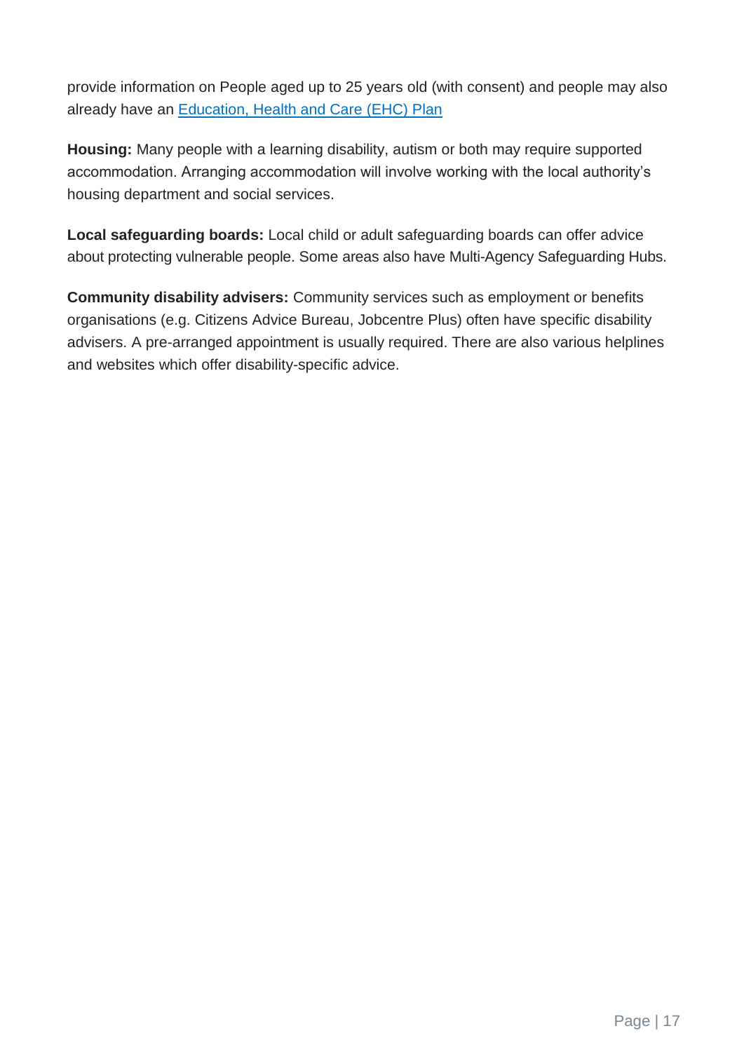provide information on People aged up to 25 years old (with consent) and people may also already have an Education, Health and Care (EHC) Plan

**Housing:** Many people with a learning disability, autism or both may require supported accommodation. Arranging accommodation will involve working with the local authority's housing department and social services.

**Local safeguarding boards:** Local child or adult safeguarding boards can offer advice about protecting vulnerable people. Some areas also have Multi-Agency Safeguarding Hubs.

**Community disability advisers:** Community services such as employment or benefits organisations (e.g. Citizens Advice Bureau, Jobcentre Plus) often have specific disability advisers. A pre-arranged appointment is usually required. There are also various helplines and websites which offer disability-specific advice.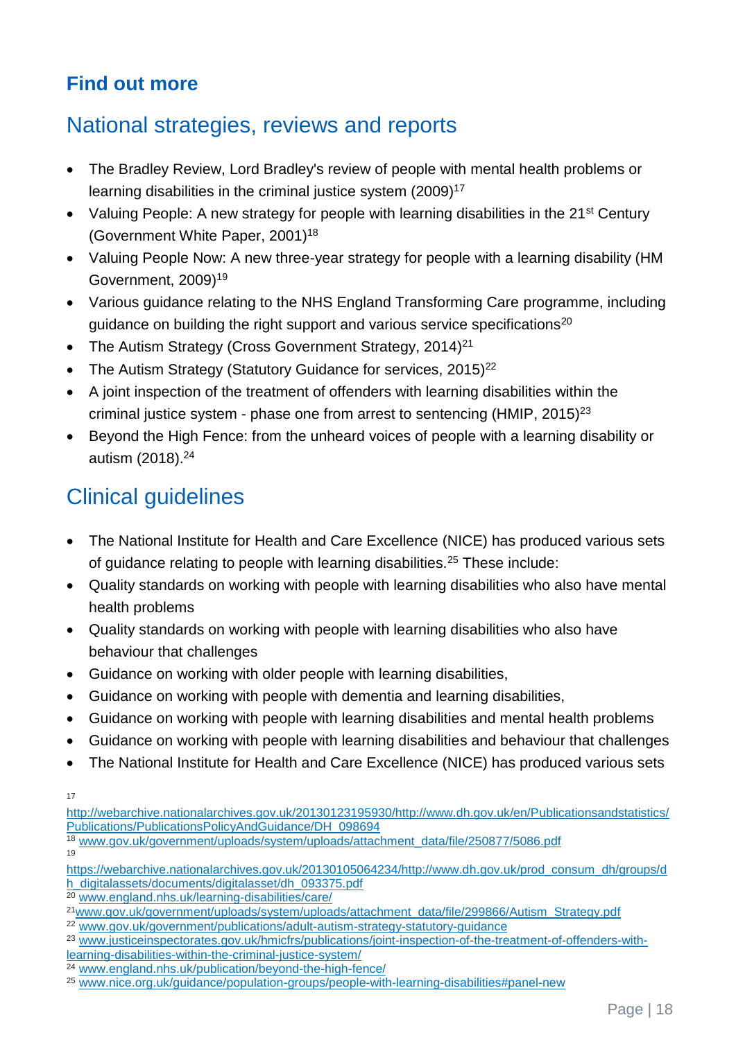## Find out more

## National strategies, reviews and reports

- The Bradley Review, Lord Bradley's review of people with mental health problems or learning disabilities in the criminal justice system (2009)[17]
- Valuing People: A new strategy for people with learning disabilities in the 21st Century (Government White Paper, 2001)[18]
- Valuing People Now: A new three-year strategy for people with a learning disability (HM Government, 2009)[19]
- Various guidance relating to the NHS England Transforming Care programme, including guidance on building the right support and various service specifications[20]
- The Autism Strategy (Cross Government Strategy, 2014)[21]
- The Autism Strategy (Statutory Guidance for services, 2015)[22]
- A joint inspection of the treatment of offenders with learning disabilities within the criminal justice system - phase one from arrest to sentencing (HMIP, 2015)[23]
- Beyond the High Fence: from the unheard voices of people with a learning disability or autism (2018).[24]

## Clinical guidelines

- The National Institute for Health and Care Excellence (NICE) has produced various sets of guidance relating to people with learning disabilities.[25] These include:
- Quality standards on working with people with learning disabilities who also have mental health problems
- Quality standards on working with people with learning disabilities who also have behaviour that challenges
- Guidance on working with older people with learning disabilities,
- Guidance on working with people with dementia and learning disabilities,
- Guidance on working with people with learning disabilities and mental health problems
- Guidance on working with people with learning disabilities and behaviour that challenges
- The National Institute for Health and Care Excellence (NICE) has produced various sets

---

17 http://webarchive.nationalarchives.gov.uk/20130123195930/http://www.dh.gov.uk/en/Publicationsandstatistics/Publications/PublicationsPolicyAndGuidance/DH_098694

18 www.gov.uk/government/uploads/system/uploads/attachment_data/file/250877/5086.pdf

19 https://webarchive.nationalarchives.gov.uk/20130105064234/http://www.dh.gov.uk/prod_consum_dh/groups/dh_digitalassets/documents/digitalasset/dh_093375.pdf

20 www.england.nhs.uk/learning-disabilities/care/

21 www.gov.uk/government/uploads/system/uploads/attachment_data/file/299866/Autism_Strategy.pdf

22 www.gov.uk/government/publications/adult-autism-strategy-statutory-guidance

23 www.justiceinspectorates.gov.uk/hmicfrs/publications/joint-inspection-of-the-treatment-of-offenders-with-learning-disabilities-within-the-criminal-justice-system/

24 www.england.nhs.uk/publication/beyond-the-high-fence/

25 www.nice.org.uk/guidance/population-groups/people-with-learning-disabilities#panel-new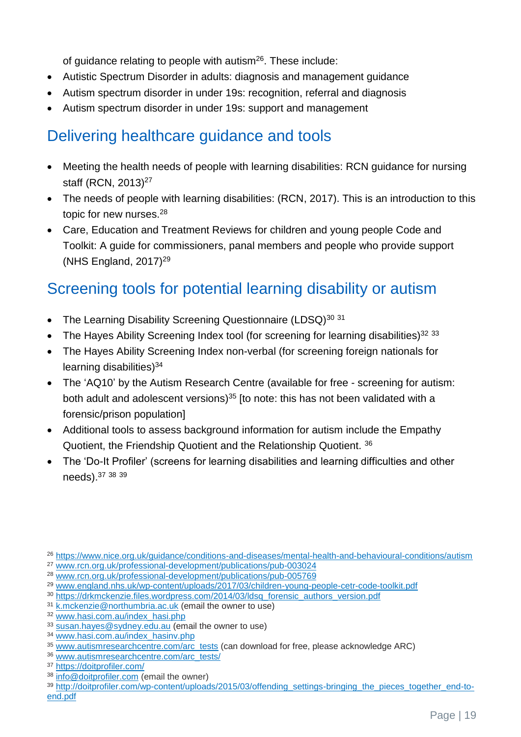of guidance relating to people with autism[26]. These include:

- Autistic Spectrum Disorder in adults: diagnosis and management guidance
- Autism spectrum disorder in under 19s: recognition, referral and diagnosis
- Autism spectrum disorder in under 19s: support and management

## Delivering healthcare guidance and tools

- Meeting the health needs of people with learning disabilities: RCN guidance for nursing staff (RCN, 2013)[27]
- The needs of people with learning disabilities: (RCN, 2017). This is an introduction to this topic for new nurses.[28]
- Care, Education and Treatment Reviews for children and young people Code and Toolkit: A guide for commissioners, panal members and people who provide support (NHS England, 2017)[29]

## Screening tools for potential learning disability or autism

- The Learning Disability Screening Questionnaire (LDSQ)[30] [31]
- The Hayes Ability Screening Index tool (for screening for learning disabilities)[32] [33]
- The Hayes Ability Screening Index non-verbal (for screening foreign nationals for learning disabilities)[34]
- The 'AQ10' by the Autism Research Centre (available for free - screening for autism: both adult and adolescent versions)[35] [to note: this has not been validated with a forensic/prison population]
- Additional tools to assess background information for autism include the Empathy Quotient, the Friendship Quotient and the Relationship Quotient. [36]
- The 'Do-It Profiler' (screens for learning disabilities and learning difficulties and other needs).[37] [38] [39]

---

[26] https://www.nice.org.uk/guidance/conditions-and-diseases/mental-health-and-behavioural-conditions/autism
[27] www.rcn.org.uk/professional-development/publications/pub-003024
[28] www.rcn.org.uk/professional-development/publications/pub-005769
[29] www.england.nhs.uk/wp-content/uploads/2017/03/children-young-people-cetr-code-toolkit.pdf
[30] https://drkmckenzie.files.wordpress.com/2014/03/ldsq_forensic_authors_version.pdf
[31] k.mckenzie@northumbria.ac.uk (email the owner to use)
[32] www.hasi.com.au/index_hasi.php
[33] susan.hayes@sydney.edu.au (email the owner to use)
[34] www.hasi.com.au/index_hasinv.php
[35] www.autismresearchcentre.com/arc_tests (can download for free, please acknowledge ARC)
[36] www.autismresearchcentre.com/arc_tests/
[37] https://doitprofiler.com/
[38] info@doitprofiler.com (email the owner)
[39] http://doitprofiler.com/wp-content/uploads/2015/03/offending_settings-bringing_the_pieces_together_end-to-end.pdf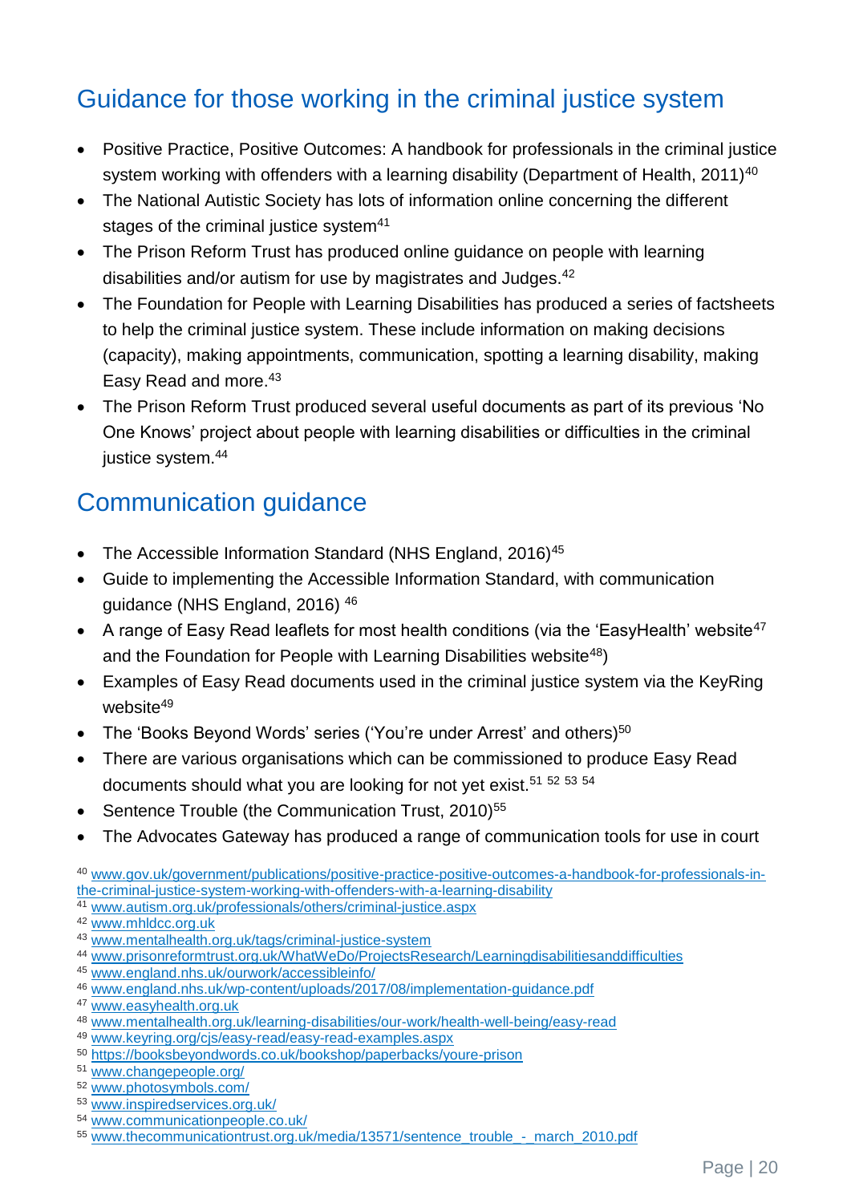## Guidance for those working in the criminal justice system

- Positive Practice, Positive Outcomes: A handbook for professionals in the criminal justice system working with offenders with a learning disability (Department of Health, 2011)[40]
- The National Autistic Society has lots of information online concerning the different stages of the criminal justice system[41]
- The Prison Reform Trust has produced online guidance on people with learning disabilities and/or autism for use by magistrates and Judges.[42]
- The Foundation for People with Learning Disabilities has produced a series of factsheets to help the criminal justice system. These include information on making decisions (capacity), making appointments, communication, spotting a learning disability, making Easy Read and more.[43]
- The Prison Reform Trust produced several useful documents as part of its previous 'No One Knows' project about people with learning disabilities or difficulties in the criminal justice system.[44]

## Communication guidance

- The Accessible Information Standard (NHS England, 2016)[45]
- Guide to implementing the Accessible Information Standard, with communication guidance (NHS England, 2016) [46]
- A range of Easy Read leaflets for most health conditions (via the 'EasyHealth' website[47] and the Foundation for People with Learning Disabilities website[48])
- Examples of Easy Read documents used in the criminal justice system via the KeyRing website[49]
- The 'Books Beyond Words' series ('You're under Arrest' and others)[50]
- There are various organisations which can be commissioned to produce Easy Read documents should what you are looking for not yet exist.[51] [52] [53] [54]
- Sentence Trouble (the Communication Trust, 2010)[55]
- The Advocates Gateway has produced a range of communication tools for use in court

[40] www.gov.uk/government/publications/positive-practice-positive-outcomes-a-handbook-for-professionals-in-the-criminal-justice-system-working-with-offenders-with-a-learning-disability
[41] www.autism.org.uk/professionals/others/criminal-justice.aspx
[42] www.mhldcc.org.uk
[43] www.mentalhealth.org.uk/tags/criminal-justice-system
[44] www.prisonreformtrust.org.uk/WhatWeDo/ProjectsResearch/Learningdisabilitiesanddifficulties
[45] www.england.nhs.uk/ourwork/accessibleinfo/
[46] www.england.nhs.uk/wp-content/uploads/2017/08/implementation-guidance.pdf
[47] www.easyhealth.org.uk
[48] www.mentalhealth.org.uk/learning-disabilities/our-work/health-well-being/easy-read
[49] www.keyring.org/cjs/easy-read/easy-read-examples.aspx
[50] https://booksbeyondwords.co.uk/bookshop/paperbacks/youre-prison
[51] www.changepeople.org/
[52] www.photosymbols.com/
[53] www.inspiredservices.org.uk/
[54] www.communicationpeople.co.uk/
[55] www.thecommunicationtrust.org.uk/media/13571/sentence_trouble_-_march_2010.pdf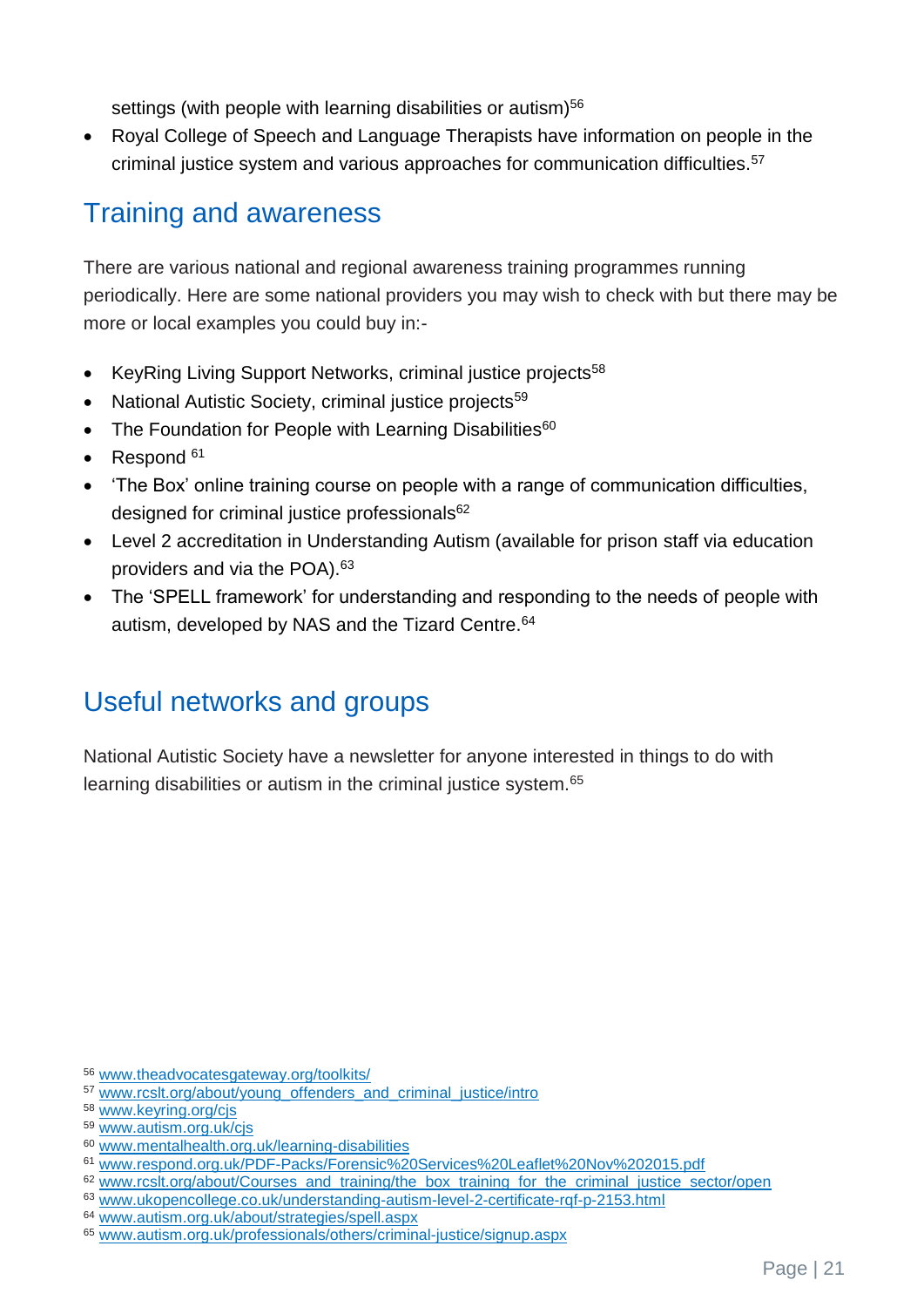settings (with people with learning disabilities or autism)[56]

- Royal College of Speech and Language Therapists have information on people in the criminal justice system and various approaches for communication difficulties.[57]

## Training and awareness

There are various national and regional awareness training programmes running periodically. Here are some national providers you may wish to check with but there may be more or local examples you could buy in:-

- KeyRing Living Support Networks, criminal justice projects[58]
- National Autistic Society, criminal justice projects[59]
- The Foundation for People with Learning Disabilities[60]
- Respond [61]
- 'The Box' online training course on people with a range of communication difficulties, designed for criminal justice professionals[62]
- Level 2 accreditation in Understanding Autism (available for prison staff via education providers and via the POA).[63]
- The 'SPELL framework' for understanding and responding to the needs of people with autism, developed by NAS and the Tizard Centre.[64]

## Useful networks and groups

National Autistic Society have a newsletter for anyone interested in things to do with learning disabilities or autism in the criminal justice system.[65]

---

[56] www.theadvocatesgateway.org/toolkits/
[57] www.rcslt.org/about/young_offenders_and_criminal_justice/intro
[58] www.keyring.org/cjs
[59] www.autism.org.uk/cjs
[60] www.mentalhealth.org.uk/learning-disabilities
[61] www.respond.org.uk/PDF-Packs/Forensic%20Services%20Leaflet%20Nov%202015.pdf
[62] www.rcslt.org/about/Courses_and_training/the_box_training_for_the_criminal_justice_sector/open
[63] www.ukopencollege.co.uk/understanding-autism-level-2-certificate-rqf-p-2153.html
[64] www.autism.org.uk/about/strategies/spell.aspx
[65] www.autism.org.uk/professionals/others/criminal-justice/signup.aspx